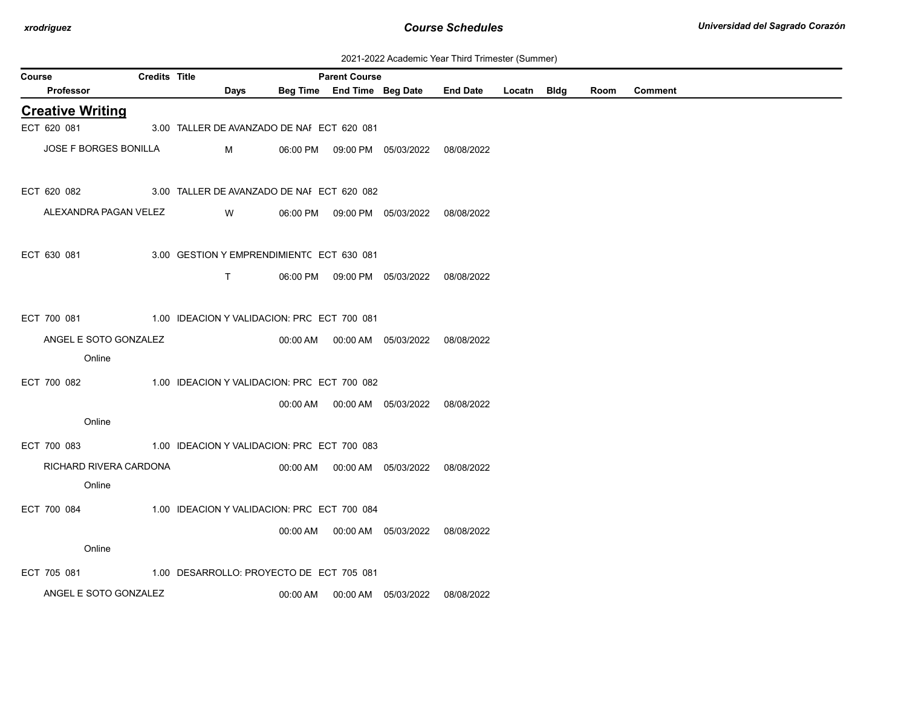2021-2022 Academic Year Third Trimester (Summer)

| Course | Credits | Title | Parent Course | | | | | | | |
|---|---|---|---|---|---|---|---|---|---|---|
| Professor | Days | Beg Time | End Time | Beg Date | End Date | Locatn | Bldg | Room | Comment | |

## Creative Writing

| Course / Professor | Credits | Title | Parent Course | Days | Beg Time | End Time | Beg Date | End Date | Locatn | Bldg | Room | Comment |
|---|---|---|---|---|---|---|---|---|---|---|---|---|
| ECT 620 081 | 3.00 | TALLER DE AVANZADO DE NAF | ECT 620 081 | | | | | | | | | |
| JOSE F BORGES BONILLA | | | | M | 06:00 PM | 09:00 PM | 05/03/2022 | 08/08/2022 | | | | |
| ECT 620 082 | 3.00 | TALLER DE AVANZADO DE NAF | ECT 620 082 | | | | | | | | | |
| ALEXANDRA PAGAN VELEZ | | | | W | 06:00 PM | 09:00 PM | 05/03/2022 | 08/08/2022 | | | | |
| ECT 630 081 | 3.00 | GESTION Y EMPRENDIMIENTC | ECT 630 081 | | | | | | | | | |
| | | | | T | 06:00 PM | 09:00 PM | 05/03/2022 | 08/08/2022 | | | | |
| ECT 700 081 | 1.00 | IDEACION Y VALIDACION: PRC | ECT 700 081 | | | | | | | | | |
| ANGEL E SOTO GONZALEZ | | | | | 00:00 AM | 00:00 AM | 05/03/2022 | 08/08/2022 | | | | |
| Online | | | | | | | | | | | | |
| ECT 700 082 | 1.00 | IDEACION Y VALIDACION: PRC | ECT 700 082 | | | | | | | | | |
| | | | | | 00:00 AM | 00:00 AM | 05/03/2022 | 08/08/2022 | | | | |
| Online | | | | | | | | | | | | |
| ECT 700 083 | 1.00 | IDEACION Y VALIDACION: PRC | ECT 700 083 | | | | | | | | | |
| RICHARD RIVERA CARDONA | | | | | 00:00 AM | 00:00 AM | 05/03/2022 | 08/08/2022 | | | | |
| Online | | | | | | | | | | | | |
| ECT 700 084 | 1.00 | IDEACION Y VALIDACION: PRC | ECT 700 084 | | | | | | | | | |
| | | | | | 00:00 AM | 00:00 AM | 05/03/2022 | 08/08/2022 | | | | |
| Online | | | | | | | | | | | | |
| ECT 705 081 | 1.00 | DESARROLLO: PROYECTO DE | ECT 705 081 | | | | | | | | | |
| ANGEL E SOTO GONZALEZ | | | | | 00:00 AM | 00:00 AM | 05/03/2022 | 08/08/2022 | | | | |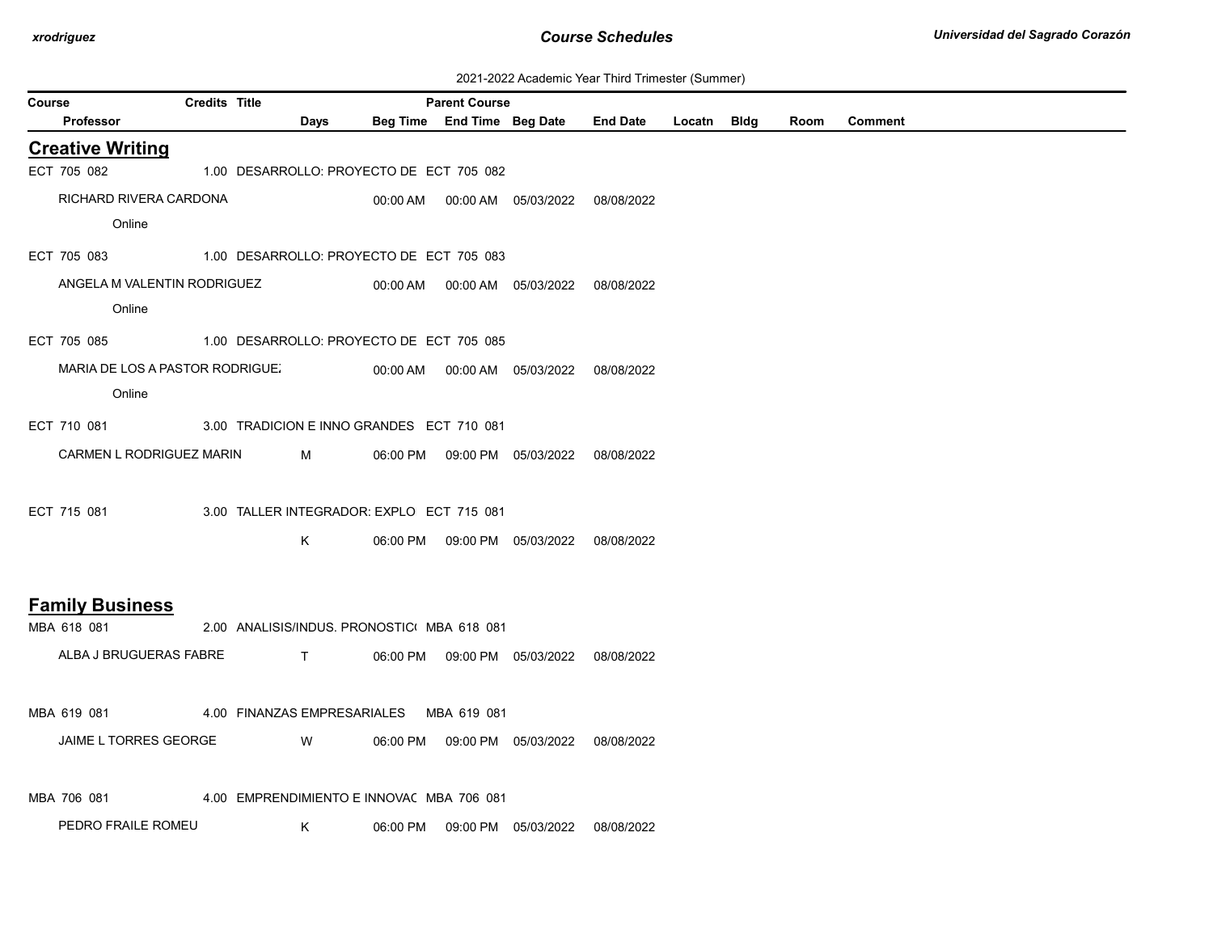2021-2022 Academic Year Third Trimester (Summer)

| Course | Credits | Title | Parent Course | | | | | | | |
|---|---|---|---|---|---|---|---|---|---|---|
| Professor | | Days | Beg Time | End Time | Beg Date | End Date | Locatn | Bldg | Room | Comment |

## Creative Writing

| Course / Professor | Credits | Title / Days | Beg Time | End Time / Parent Course | Beg Date | End Date | Locatn | Bldg | Room | Comment |
|---|---|---|---|---|---|---|---|---|---|---|
| ECT 705 082 | 1.00 | DESARROLLO: PROYECTO DE | | ECT 705 082 | | | | | | |
| RICHARD RIVERA CARDONA | | | 00:00 AM | 00:00 AM | 05/03/2022 | 08/08/2022 | | | | |
| Online | | | | | | | | | | |
| ECT 705 083 | 1.00 | DESARROLLO: PROYECTO DE | | ECT 705 083 | | | | | | |
| ANGELA M VALENTIN RODRIGUEZ | | | 00:00 AM | 00:00 AM | 05/03/2022 | 08/08/2022 | | | | |
| Online | | | | | | | | | | |
| ECT 705 085 | 1.00 | DESARROLLO: PROYECTO DE | | ECT 705 085 | | | | | | |
| MARIA DE LOS A PASTOR RODRIGUE: | | | 00:00 AM | 00:00 AM | 05/03/2022 | 08/08/2022 | | | | |
| Online | | | | | | | | | | |
| ECT 710 081 | 3.00 | TRADICION E INNO GRANDES | | ECT 710 081 | | | | | | |
| CARMEN L RODRIGUEZ MARIN | | M | 06:00 PM | 09:00 PM | 05/03/2022 | 08/08/2022 | | | | |
| ECT 715 081 | 3.00 | TALLER INTEGRADOR: EXPLO | | ECT 715 081 | | | | | | |
| | | K | 06:00 PM | 09:00 PM | 05/03/2022 | 08/08/2022 | | | | |

## Family Business

| Course / Professor | Credits | Title / Days | Beg Time | End Time / Parent Course | Beg Date | End Date | Locatn | Bldg | Room | Comment |
|---|---|---|---|---|---|---|---|---|---|---|
| MBA 618 081 | 2.00 | ANALISIS/INDUS. PRONOSTIC( | | MBA 618 081 | | | | | | |
| ALBA J BRUGUERAS FABRE | | T | 06:00 PM | 09:00 PM | 05/03/2022 | 08/08/2022 | | | | |
| MBA 619 081 | 4.00 | FINANZAS EMPRESARIALES | | MBA 619 081 | | | | | | |
| JAIME L TORRES GEORGE | | W | 06:00 PM | 09:00 PM | 05/03/2022 | 08/08/2022 | | | | |
| MBA 706 081 | 4.00 | EMPRENDIMIENTO E INNOVAC | | MBA 706 081 | | | | | | |
| PEDRO FRAILE ROMEU | | K | 06:00 PM | 09:00 PM | 05/03/2022 | 08/08/2022 | | | | |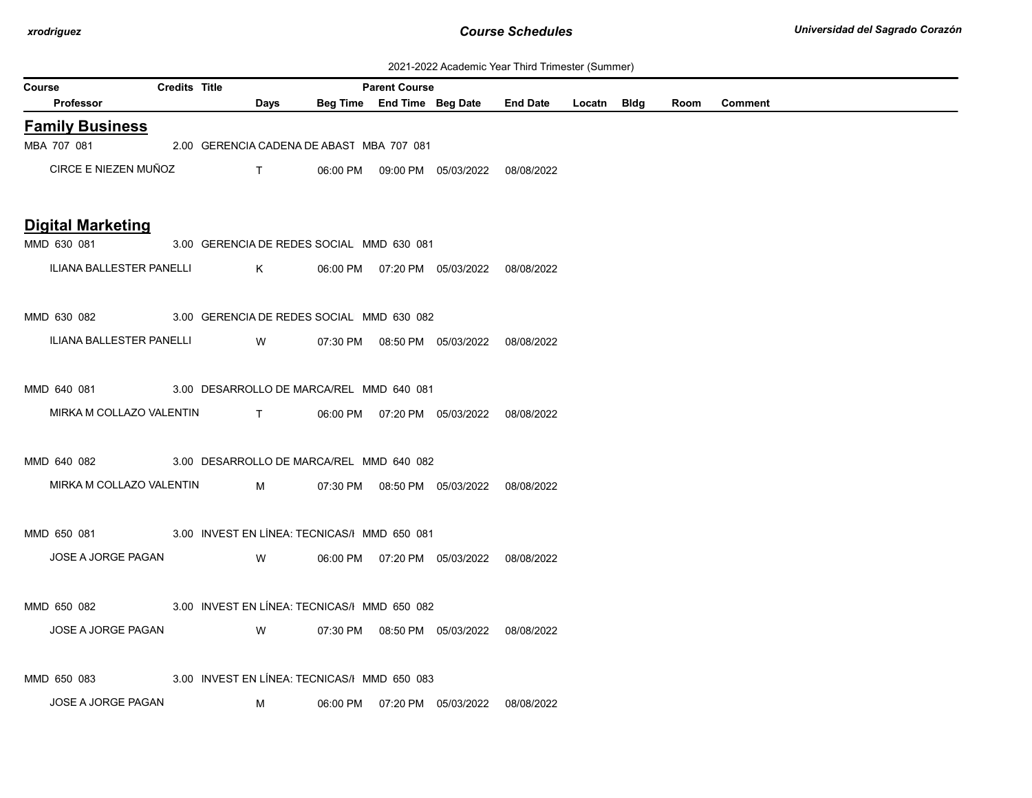2021-2022 Academic Year Third Trimester (Summer)

| Course | Credits | Title | Parent Course | | | | | | | |
|---|---|---|---|---|---|---|---|---|---|---|
| Professor | Days | Beg Time | End Time | Beg Date | End Date | Locatn | Bldg | Room | Comment | |

## Family Business

| Course | Credits | Title | Parent Course | | | | | | | |
|---|---|---|---|---|---|---|---|---|---|---|
| MBA 707 081 | 2.00 | GERENCIA CADENA DE ABAST | MBA 707 081 | | | | | | | |
| CIRCE E NIEZEN MUÑOZ | T | 06:00 PM | 09:00 PM | 05/03/2022 | 08/08/2022 | | | | | |

## Digital Marketing

| Course | Credits | Title | Parent Course | | | | | | | |
|---|---|---|---|---|---|---|---|---|---|---|
| MMD 630 081 | 3.00 | GERENCIA DE REDES SOCIAL | MMD 630 081 | | | | | | | |
| ILIANA BALLESTER PANELLI | K | 06:00 PM | 07:20 PM | 05/03/2022 | 08/08/2022 | | | | | |
| MMD 630 082 | 3.00 | GERENCIA DE REDES SOCIAL | MMD 630 082 | | | | | | | |
| ILIANA BALLESTER PANELLI | W | 07:30 PM | 08:50 PM | 05/03/2022 | 08/08/2022 | | | | | |
| MMD 640 081 | 3.00 | DESARROLLO DE MARCA/REL | MMD 640 081 | | | | | | | |
| MIRKA M COLLAZO VALENTIN | T | 06:00 PM | 07:20 PM | 05/03/2022 | 08/08/2022 | | | | | |
| MMD 640 082 | 3.00 | DESARROLLO DE MARCA/REL | MMD 640 082 | | | | | | | |
| MIRKA M COLLAZO VALENTIN | M | 07:30 PM | 08:50 PM | 05/03/2022 | 08/08/2022 | | | | | |
| MMD 650 081 | 3.00 | INVEST EN LÍNEA: TECNICAS/I | MMD 650 081 | | | | | | | |
| JOSE A JORGE PAGAN | W | 06:00 PM | 07:20 PM | 05/03/2022 | 08/08/2022 | | | | | |
| MMD 650 082 | 3.00 | INVEST EN LÍNEA: TECNICAS/I | MMD 650 082 | | | | | | | |
| JOSE A JORGE PAGAN | W | 07:30 PM | 08:50 PM | 05/03/2022 | 08/08/2022 | | | | | |
| MMD 650 083 | 3.00 | INVEST EN LÍNEA: TECNICAS/I | MMD 650 083 | | | | | | | |
| JOSE A JORGE PAGAN | M | 06:00 PM | 07:20 PM | 05/03/2022 | 08/08/2022 | | | | | |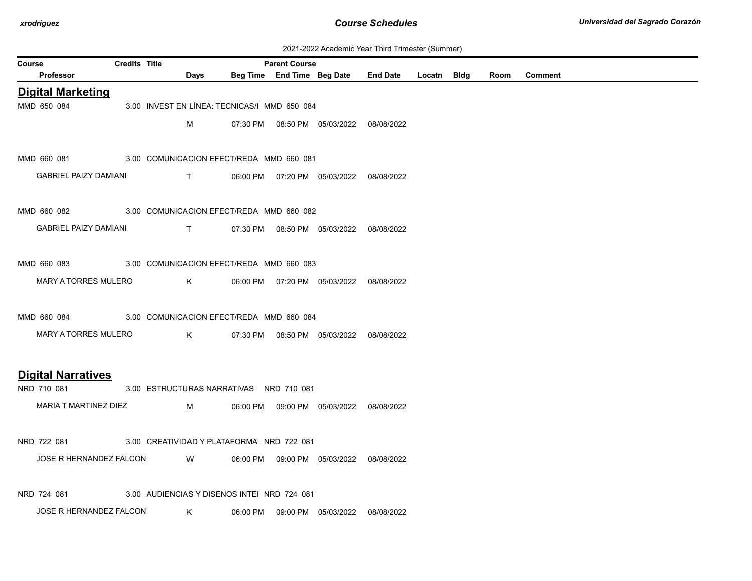2021-2022 Academic Year Third Trimester (Summer)

| Course | Credits | Title | Parent Course | | | | | | | |
|---|---|---|---|---|---|---|---|---|---|---|
| Professor | Days | Beg Time | End Time | Beg Date | End Date | Locatn | Bldg | Room | Comment | |

## Digital Marketing

| Course / Professor | Credits | Title | Parent Course | Days | Beg Time | End Time | Beg Date | End Date | Locatn | Bldg | Room | Comment |
|---|---|---|---|---|---|---|---|---|---|---|---|---|
| MMD 650 084 | 3.00 | INVEST EN LÍNEA: TECNICAS/I | MMD 650 084 | | | | | | | | | |
| | | | | M | 07:30 PM | 08:50 PM | 05/03/2022 | 08/08/2022 | | | | |
| MMD 660 081 | 3.00 | COMUNICACION EFECT/REDA | MMD 660 081 | | | | | | | | | |
| GABRIEL PAIZY DAMIANI | | | | T | 06:00 PM | 07:20 PM | 05/03/2022 | 08/08/2022 | | | | |
| MMD 660 082 | 3.00 | COMUNICACION EFECT/REDA | MMD 660 082 | | | | | | | | | |
| GABRIEL PAIZY DAMIANI | | | | T | 07:30 PM | 08:50 PM | 05/03/2022 | 08/08/2022 | | | | |
| MMD 660 083 | 3.00 | COMUNICACION EFECT/REDA | MMD 660 083 | | | | | | | | | |
| MARY A TORRES MULERO | | | | K | 06:00 PM | 07:20 PM | 05/03/2022 | 08/08/2022 | | | | |
| MMD 660 084 | 3.00 | COMUNICACION EFECT/REDA | MMD 660 084 | | | | | | | | | |
| MARY A TORRES MULERO | | | | K | 07:30 PM | 08:50 PM | 05/03/2022 | 08/08/2022 | | | | |

## Digital Narratives

| Course / Professor | Credits | Title | Parent Course | Days | Beg Time | End Time | Beg Date | End Date | Locatn | Bldg | Room | Comment |
|---|---|---|---|---|---|---|---|---|---|---|---|---|
| NRD 710 081 | 3.00 | ESTRUCTURAS NARRATIVAS | NRD 710 081 | | | | | | | | | |
| MARIA T MARTINEZ DIEZ | | | | M | 06:00 PM | 09:00 PM | 05/03/2022 | 08/08/2022 | | | | |
| NRD 722 081 | 3.00 | CREATIVIDAD Y PLATAFORMA: | NRD 722 081 | | | | | | | | | |
| JOSE R HERNANDEZ FALCON | | | | W | 06:00 PM | 09:00 PM | 05/03/2022 | 08/08/2022 | | | | |
| NRD 724 081 | 3.00 | AUDIENCIAS Y DISENOS INTEI | NRD 724 081 | | | | | | | | | |
| JOSE R HERNANDEZ FALCON | | | | K | 06:00 PM | 09:00 PM | 05/03/2022 | 08/08/2022 | | | | |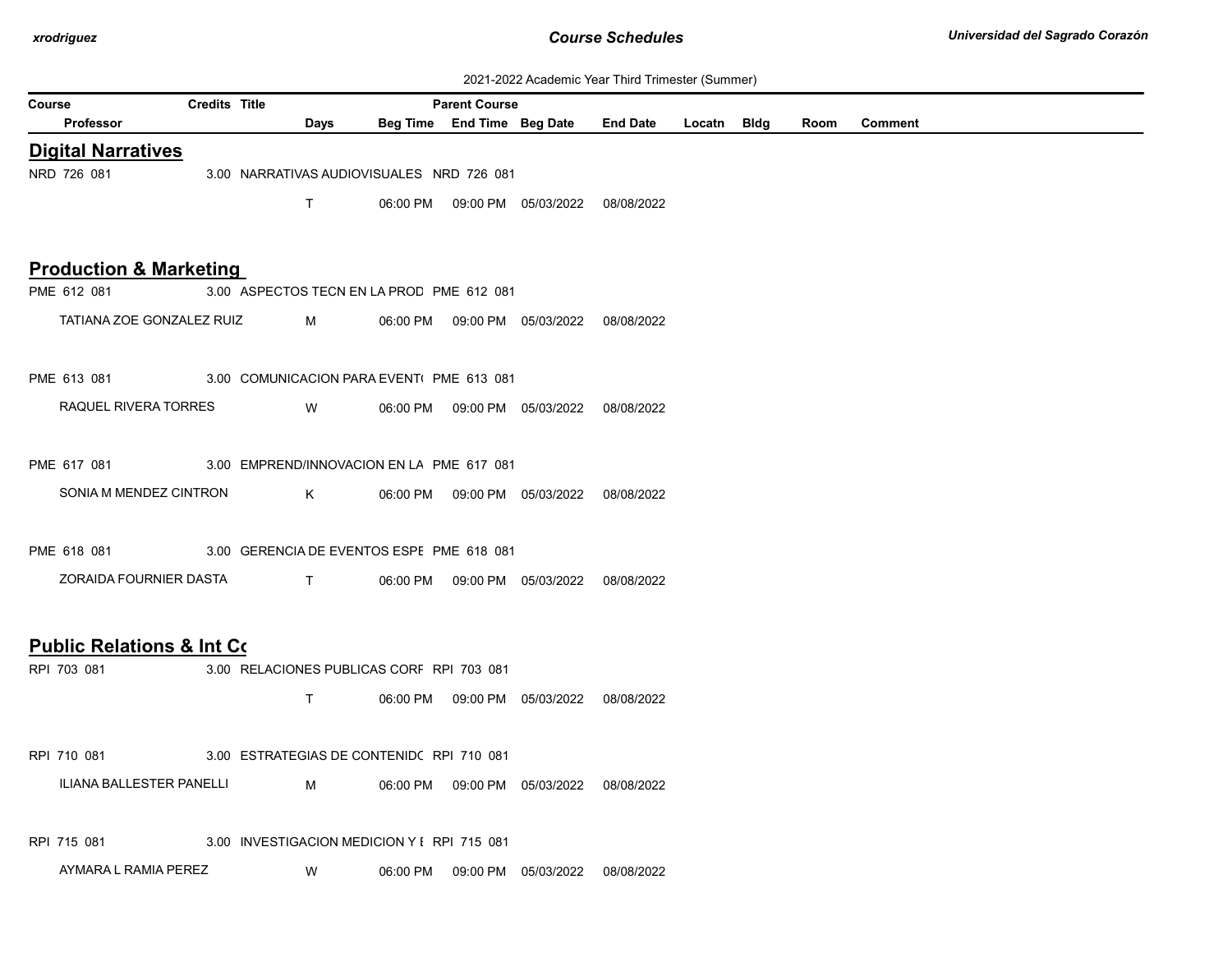2021-2022 Academic Year Third Trimester (Summer)

| Course | Credits | Title | Parent Course | | | | | | | |
|---|---|---|---|---|---|---|---|---|---|---|
| Professor | Days | Beg Time | End Time | Beg Date | End Date | Locatn | Bldg | Room | Comment | |

## Digital Narratives

| Course / Professor | Credits | Title | Parent Course | Days | Beg Time | End Time | Beg Date | End Date | Locatn | Bldg | Room | Comment |
|---|---|---|---|---|---|---|---|---|---|---|---|---|
| NRD 726 081 | 3.00 | NARRATIVAS AUDIOVISUALES | NRD 726 081 | | | | | | | | | |
| | | | | T | 06:00 PM | 09:00 PM | 05/03/2022 | 08/08/2022 | | | | |

## Production & Marketing

| Course / Professor | Credits | Title | Parent Course | Days | Beg Time | End Time | Beg Date | End Date | Locatn | Bldg | Room | Comment |
|---|---|---|---|---|---|---|---|---|---|---|---|---|
| PME 612 081 | 3.00 | ASPECTOS TECN EN LA PROD | PME 612 081 | | | | | | | | | |
| TATIANA ZOE GONZALEZ RUIZ | | | | M | 06:00 PM | 09:00 PM | 05/03/2022 | 08/08/2022 | | | | |
| PME 613 081 | 3.00 | COMUNICACION PARA EVENT( | PME 613 081 | | | | | | | | | |
| RAQUEL RIVERA TORRES | | | | W | 06:00 PM | 09:00 PM | 05/03/2022 | 08/08/2022 | | | | |
| PME 617 081 | 3.00 | EMPREND/INNOVACION EN LA | PME 617 081 | | | | | | | | | |
| SONIA M MENDEZ CINTRON | | | | K | 06:00 PM | 09:00 PM | 05/03/2022 | 08/08/2022 | | | | |
| PME 618 081 | 3.00 | GERENCIA DE EVENTOS ESPE | PME 618 081 | | | | | | | | | |
| ZORAIDA FOURNIER DASTA | | | | T | 06:00 PM | 09:00 PM | 05/03/2022 | 08/08/2022 | | | | |

## Public Relations & Int Co

| Course / Professor | Credits | Title | Parent Course | Days | Beg Time | End Time | Beg Date | End Date | Locatn | Bldg | Room | Comment |
|---|---|---|---|---|---|---|---|---|---|---|---|---|
| RPI 703 081 | 3.00 | RELACIONES PUBLICAS CORF | RPI 703 081 | | | | | | | | | |
| | | | | T | 06:00 PM | 09:00 PM | 05/03/2022 | 08/08/2022 | | | | |
| RPI 710 081 | 3.00 | ESTRATEGIAS DE CONTENIDC | RPI 710 081 | | | | | | | | | |
| ILIANA BALLESTER PANELLI | | | | M | 06:00 PM | 09:00 PM | 05/03/2022 | 08/08/2022 | | | | |
| RPI 715 081 | 3.00 | INVESTIGACION MEDICION Y E | RPI 715 081 | | | | | | | | | |
| AYMARA L RAMIA PEREZ | | | | W | 06:00 PM | 09:00 PM | 05/03/2022 | 08/08/2022 | | | | |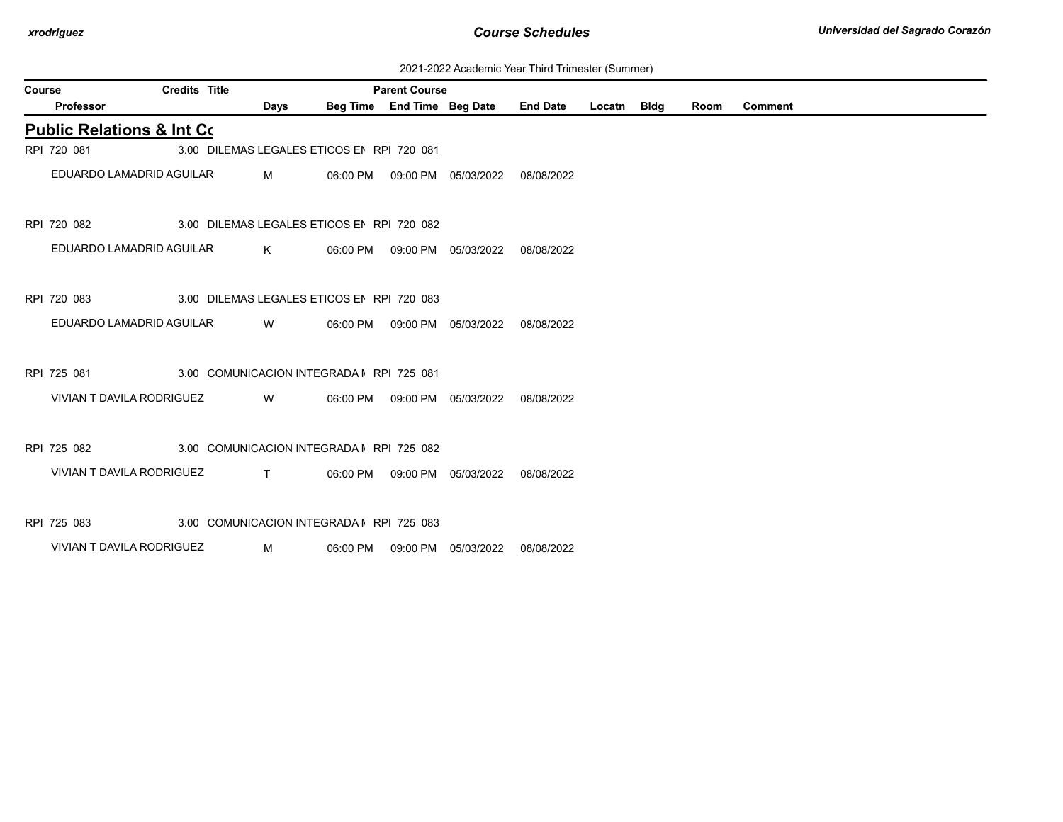2021-2022 Academic Year Third Trimester (Summer)

| Course | Credits | Title | Parent Course | | | | | | | |
|---|---|---|---|---|---|---|---|---|---|---|
| Professor | Days | Beg Time | End Time | Beg Date | End Date | Locatn | Bldg | Room | Comment | |

## Public Relations & Int Co

| Course / Professor | Credits | Title | Parent Course / Days | Beg Time | End Time | Beg Date | End Date | Locatn | Bldg | Room | Comment |
|---|---|---|---|---|---|---|---|---|---|---|---|
| RPI 720 081 | 3.00 | DILEMAS LEGALES ETICOS EN | RPI 720 081 | | | | | | | | |
| EDUARDO LAMADRID AGUILAR | | | M | 06:00 PM | 09:00 PM | 05/03/2022 | 08/08/2022 | | | | |
| RPI 720 082 | 3.00 | DILEMAS LEGALES ETICOS EN | RPI 720 082 | | | | | | | | |
| EDUARDO LAMADRID AGUILAR | | | K | 06:00 PM | 09:00 PM | 05/03/2022 | 08/08/2022 | | | | |
| RPI 720 083 | 3.00 | DILEMAS LEGALES ETICOS EN | RPI 720 083 | | | | | | | | |
| EDUARDO LAMADRID AGUILAR | | | W | 06:00 PM | 09:00 PM | 05/03/2022 | 08/08/2022 | | | | |
| RPI 725 081 | 3.00 | COMUNICACION INTEGRADA N | RPI 725 081 | | | | | | | | |
| VIVIAN T DAVILA RODRIGUEZ | | | W | 06:00 PM | 09:00 PM | 05/03/2022 | 08/08/2022 | | | | |
| RPI 725 082 | 3.00 | COMUNICACION INTEGRADA N | RPI 725 082 | | | | | | | | |
| VIVIAN T DAVILA RODRIGUEZ | | | T | 06:00 PM | 09:00 PM | 05/03/2022 | 08/08/2022 | | | | |
| RPI 725 083 | 3.00 | COMUNICACION INTEGRADA N | RPI 725 083 | | | | | | | | |
| VIVIAN T DAVILA RODRIGUEZ | | | M | 06:00 PM | 09:00 PM | 05/03/2022 | 08/08/2022 | | | | |